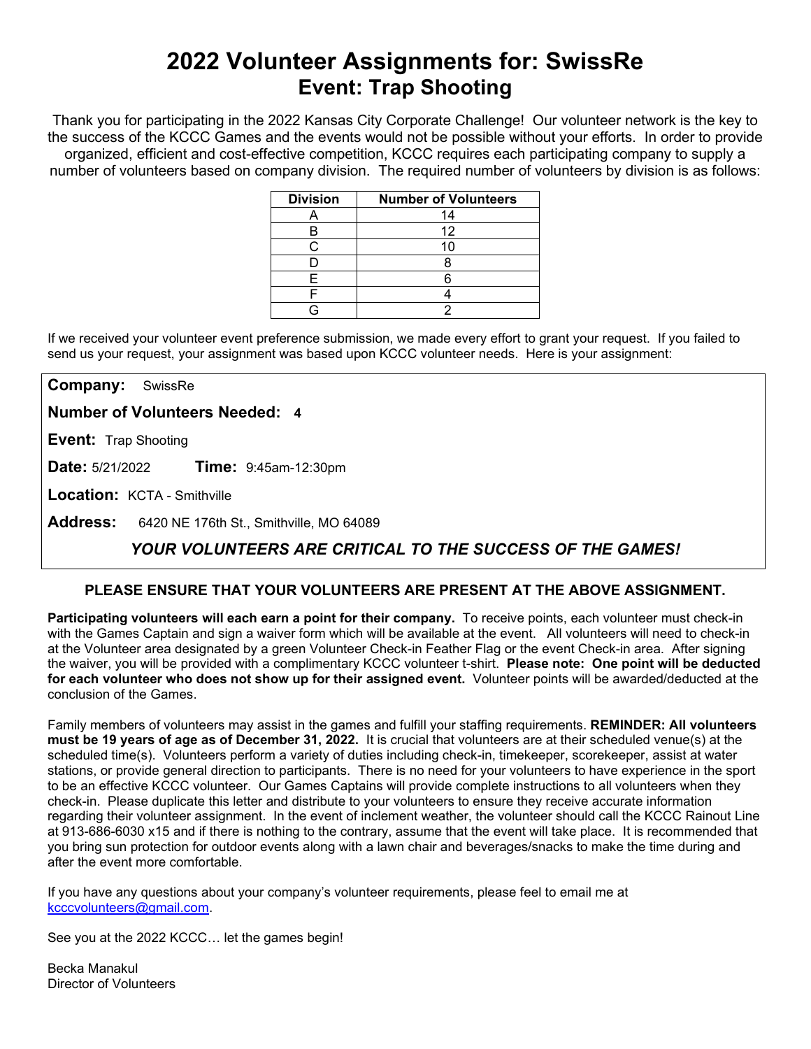# 2022 Volunteer Assignments for: SwissRe
## Event: Trap Shooting

Thank you for participating in the 2022 Kansas City Corporate Challenge! Our volunteer network is the key to the success of the KCCC Games and the events would not be possible without your efforts. In order to provide organized, efficient and cost-effective competition, KCCC requires each participating company to supply a number of volunteers based on company division. The required number of volunteers by division is as follows:

| Division | Number of Volunteers |
|---|---|
| A | 14 |
| B | 12 |
| C | 10 |
| D | 8 |
| E | 6 |
| F | 4 |
| G | 2 |

If we received your volunteer event preference submission, we made every effort to grant your request. If you failed to send us your request, your assignment was based upon KCCC volunteer needs. Here is your assignment:

**Company:** SwissRe

**Number of Volunteers Needed:** **4**

**Event:** Trap Shooting

**Date:** 5/21/2022 **Time:** 9:45am-12:30pm

**Location:** KCTA - Smithville

**Address:** 6420 NE 176th St., Smithville, MO 64089

***YOUR VOLUNTEERS ARE CRITICAL TO THE SUCCESS OF THE GAMES!***

**PLEASE ENSURE THAT YOUR VOLUNTEERS ARE PRESENT AT THE ABOVE ASSIGNMENT.**

**Participating volunteers will each earn a point for their company.** To receive points, each volunteer must check-in with the Games Captain and sign a waiver form which will be available at the event. All volunteers will need to check-in at the Volunteer area designated by a green Volunteer Check-in Feather Flag or the event Check-in area. After signing the waiver, you will be provided with a complimentary KCCC volunteer t-shirt. **Please note: One point will be deducted for each volunteer who does not show up for their assigned event.** Volunteer points will be awarded/deducted at the conclusion of the Games.

Family members of volunteers may assist in the games and fulfill your staffing requirements. **REMINDER: All volunteers must be 19 years of age as of December 31, 2022.** It is crucial that volunteers are at their scheduled venue(s) at the scheduled time(s). Volunteers perform a variety of duties including check-in, timekeeper, scorekeeper, assist at water stations, or provide general direction to participants. There is no need for your volunteers to have experience in the sport to be an effective KCCC volunteer. Our Games Captains will provide complete instructions to all volunteers when they check-in. Please duplicate this letter and distribute to your volunteers to ensure they receive accurate information regarding their volunteer assignment. In the event of inclement weather, the volunteer should call the KCCC Rainout Line at 913-686-6030 x15 and if there is nothing to the contrary, assume that the event will take place. It is recommended that you bring sun protection for outdoor events along with a lawn chair and beverages/snacks to make the time during and after the event more comfortable.

If you have any questions about your company's volunteer requirements, please feel to email me at kcccvolunteers@gmail.com.

See you at the 2022 KCCC… let the games begin!

Becka Manakul
Director of Volunteers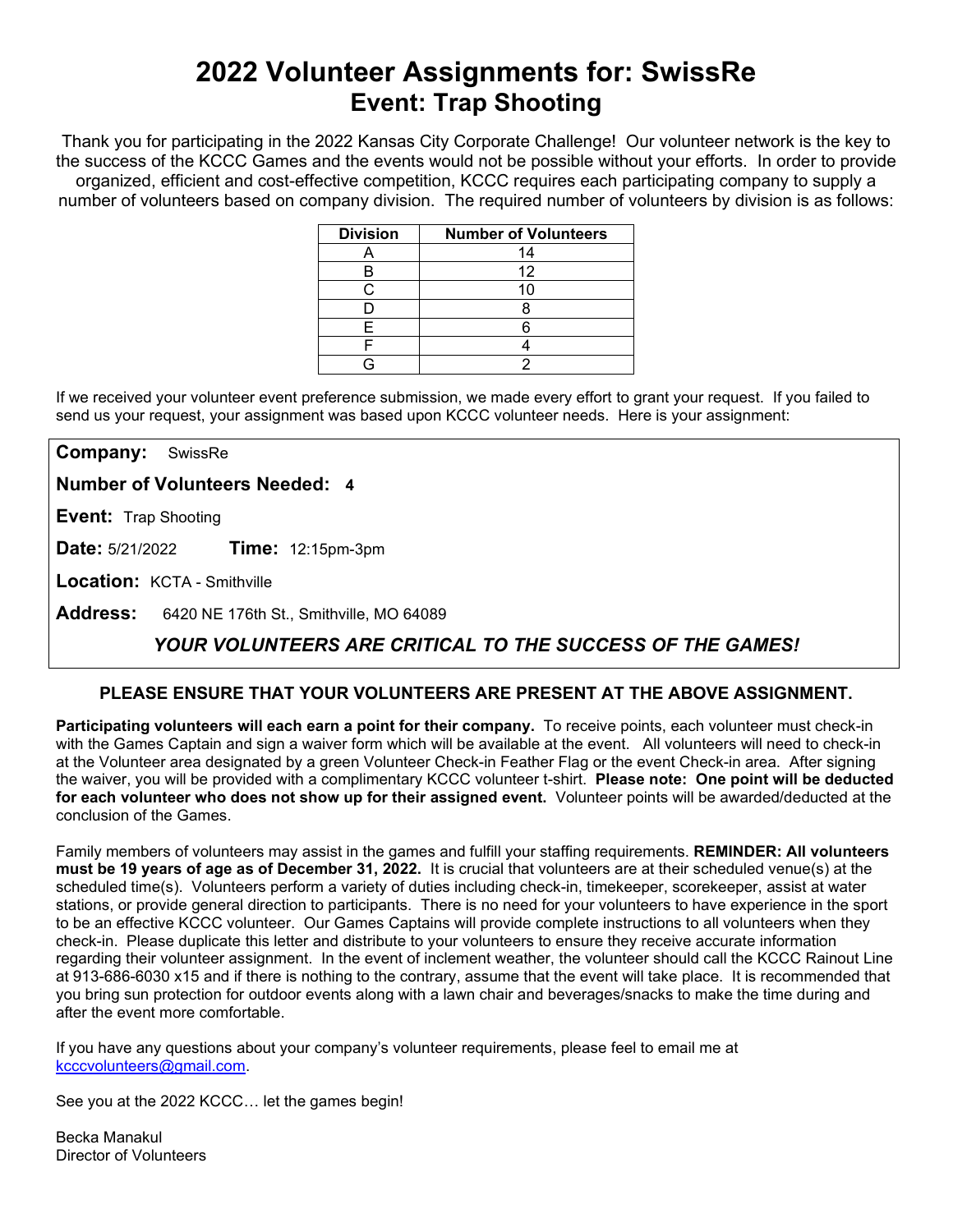# 2022 Volunteer Assignments for: SwissRe

## Event: Trap Shooting

Thank you for participating in the 2022 Kansas City Corporate Challenge! Our volunteer network is the key to the success of the KCCC Games and the events would not be possible without your efforts. In order to provide organized, efficient and cost-effective competition, KCCC requires each participating company to supply a number of volunteers based on company division. The required number of volunteers by division is as follows:

| Division | Number of Volunteers |
|---|---|
| A | 14 |
| B | 12 |
| C | 10 |
| D | 8 |
| E | 6 |
| F | 4 |
| G | 2 |

If we received your volunteer event preference submission, we made every effort to grant your request. If you failed to send us your request, your assignment was based upon KCCC volunteer needs. Here is your assignment:

**Company:** SwissRe

**Number of Volunteers Needed:** **4**

**Event:** Trap Shooting

**Date:** 5/21/2022 **Time:** 12:15pm-3pm

**Location:** KCTA - Smithville

**Address:** 6420 NE 176th St., Smithville, MO 64089

***YOUR VOLUNTEERS ARE CRITICAL TO THE SUCCESS OF THE GAMES!***

**PLEASE ENSURE THAT YOUR VOLUNTEERS ARE PRESENT AT THE ABOVE ASSIGNMENT.**

**Participating volunteers will each earn a point for their company.** To receive points, each volunteer must check-in with the Games Captain and sign a waiver form which will be available at the event. All volunteers will need to check-in at the Volunteer area designated by a green Volunteer Check-in Feather Flag or the event Check-in area. After signing the waiver, you will be provided with a complimentary KCCC volunteer t-shirt. **Please note: One point will be deducted for each volunteer who does not show up for their assigned event.** Volunteer points will be awarded/deducted at the conclusion of the Games.

Family members of volunteers may assist in the games and fulfill your staffing requirements. **REMINDER: All volunteers must be 19 years of age as of December 31, 2022.** It is crucial that volunteers are at their scheduled venue(s) at the scheduled time(s). Volunteers perform a variety of duties including check-in, timekeeper, scorekeeper, assist at water stations, or provide general direction to participants. There is no need for your volunteers to have experience in the sport to be an effective KCCC volunteer. Our Games Captains will provide complete instructions to all volunteers when they check-in. Please duplicate this letter and distribute to your volunteers to ensure they receive accurate information regarding their volunteer assignment. In the event of inclement weather, the volunteer should call the KCCC Rainout Line at 913-686-6030 x15 and if there is nothing to the contrary, assume that the event will take place. It is recommended that you bring sun protection for outdoor events along with a lawn chair and beverages/snacks to make the time during and after the event more comfortable.

If you have any questions about your company's volunteer requirements, please feel to email me at kcccvolunteers@gmail.com.

See you at the 2022 KCCC… let the games begin!

Becka Manakul
Director of Volunteers